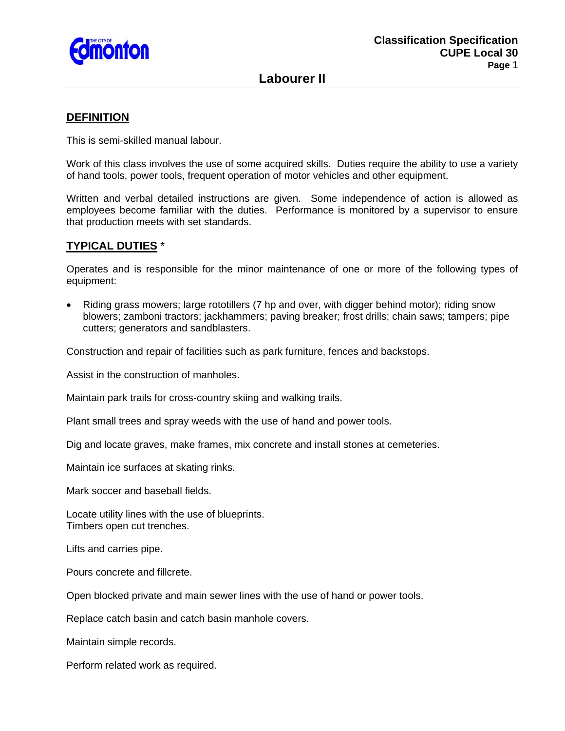# Labourer II

## DEFINITION

This is semi-skilled manual labour.

Work of this class involves the use of some acquired skills. Duties require the ability to use a variety of hand tools, power tools, frequent operation of motor vehicles and other equipment.

Written and verbal detailed instructions are given. Some independence of action is allowed as employees become familiar with the duties. Performance is monitored by a supervisor to ensure that production meets with set standards.

## TYPICAL DUTIES *

Operates and is responsible for the minor maintenance of one or more of the following types of equipment:

- Riding grass mowers; large rototillers (7 hp and over, with digger behind motor); riding snow blowers; zamboni tractors; jackhammers; paving breaker; frost drills; chain saws; tampers; pipe cutters; generators and sandblasters.

Construction and repair of facilities such as park furniture, fences and backstops.

Assist in the construction of manholes.

Maintain park trails for cross-country skiing and walking trails.

Plant small trees and spray weeds with the use of hand and power tools.

Dig and locate graves, make frames, mix concrete and install stones at cemeteries.

Maintain ice surfaces at skating rinks.

Mark soccer and baseball fields.

Locate utility lines with the use of blueprints.
Timbers open cut trenches.

Lifts and carries pipe.

Pours concrete and fillcrete.

Open blocked private and main sewer lines with the use of hand or power tools.

Replace catch basin and catch basin manhole covers.

Maintain simple records.

Perform related work as required.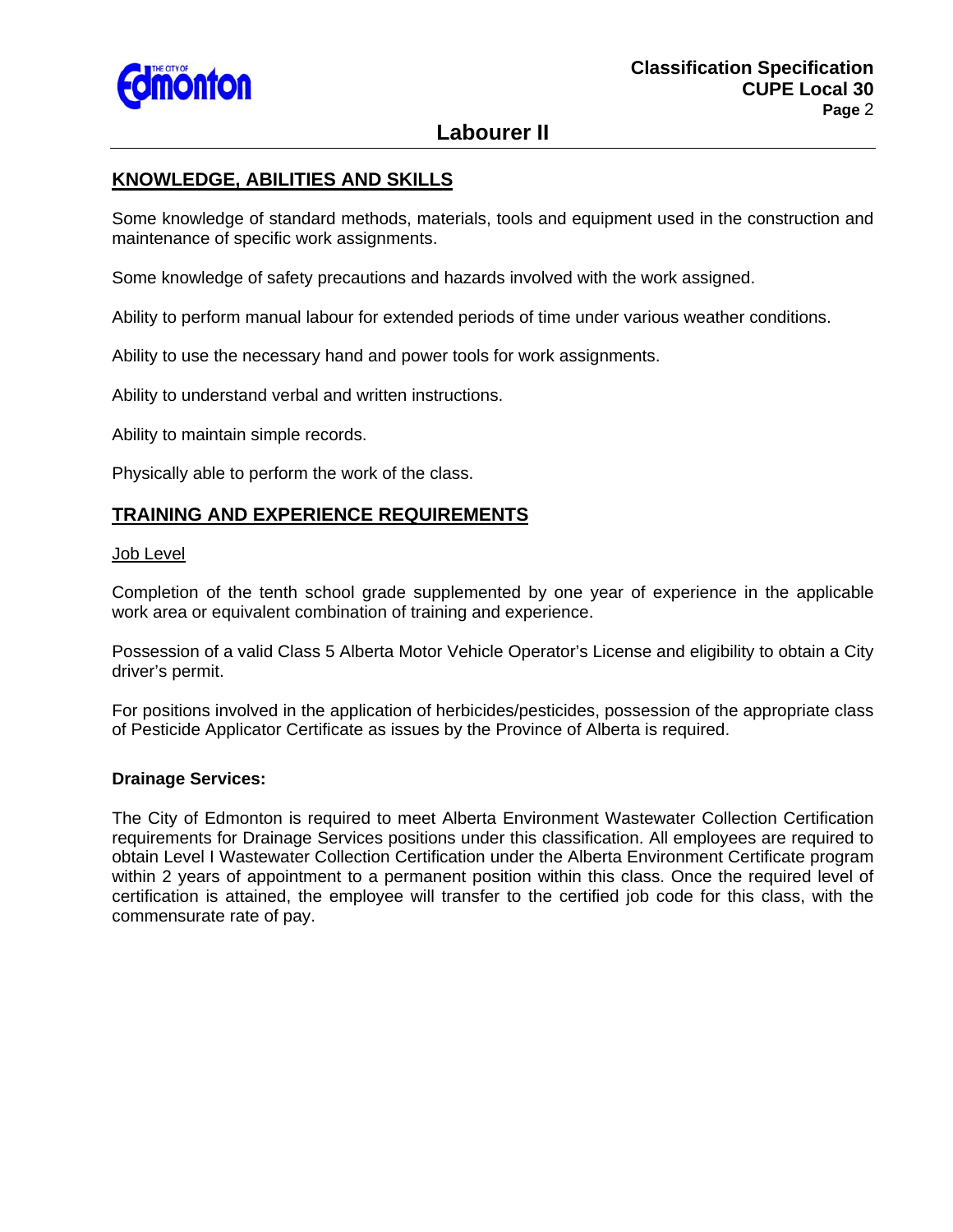## KNOWLEDGE, ABILITIES AND SKILLS

Some knowledge of standard methods, materials, tools and equipment used in the construction and maintenance of specific work assignments.

Some knowledge of safety precautions and hazards involved with the work assigned.

Ability to perform manual labour for extended periods of time under various weather conditions.

Ability to use the necessary hand and power tools for work assignments.

Ability to understand verbal and written instructions.

Ability to maintain simple records.

Physically able to perform the work of the class.

## TRAINING AND EXPERIENCE REQUIREMENTS

Job Level

Completion of the tenth school grade supplemented by one year of experience in the applicable work area or equivalent combination of training and experience.

Possession of a valid Class 5 Alberta Motor Vehicle Operator's License and eligibility to obtain a City driver's permit.

For positions involved in the application of herbicides/pesticides, possession of the appropriate class of Pesticide Applicator Certificate as issues by the Province of Alberta is required.

**Drainage Services:**

The City of Edmonton is required to meet Alberta Environment Wastewater Collection Certification requirements for Drainage Services positions under this classification. All employees are required to obtain Level I Wastewater Collection Certification under the Alberta Environment Certificate program within 2 years of appointment to a permanent position within this class. Once the required level of certification is attained, the employee will transfer to the certified job code for this class, with the commensurate rate of pay.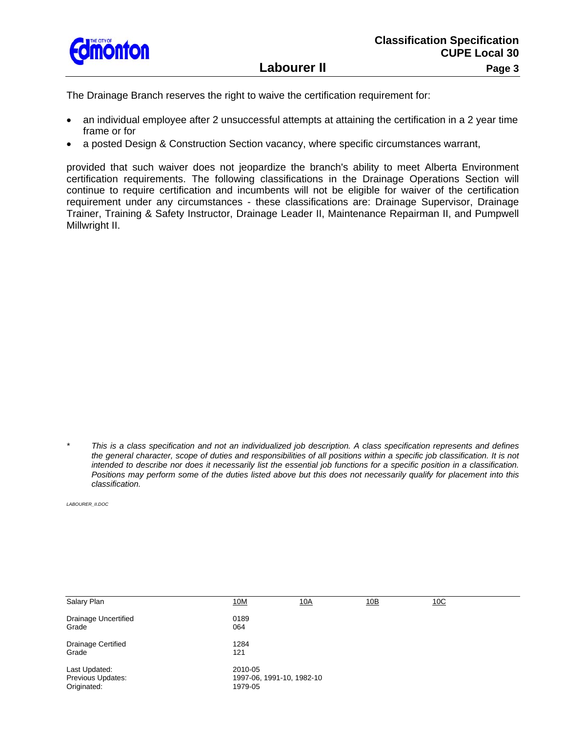The Drainage Branch reserves the right to waive the certification requirement for:

- an individual employee after 2 unsuccessful attempts at attaining the certification in a 2 year time frame or for
- a posted Design & Construction Section vacancy, where specific circumstances warrant,

provided that such waiver does not jeopardize the branch's ability to meet Alberta Environment certification requirements. The following classifications in the Drainage Operations Section will continue to require certification and incumbents will not be eligible for waiver of the certification requirement under any circumstances - these classifications are: Drainage Supervisor, Drainage Trainer, Training & Safety Instructor, Drainage Leader II, Maintenance Repairman II, and Pumpwell Millwright II.

\* *This is a class specification and not an individualized job description. A class specification represents and defines the general character, scope of duties and responsibilities of all positions within a specific job classification. It is not intended to describe nor does it necessarily list the essential job functions for a specific position in a classification. Positions may perform some of the duties listed above but this does not necessarily qualify for placement into this classification.*

*LABOURER_II.DOC*

| Salary Plan | 10M | 10A | 10B | 10C |
|---|---|---|---|---|
| Drainage Uncertified<br>Grade | 0189<br>064 | | | |
| Drainage Certified<br>Grade | 1284<br>121 | | | |
| Last Updated:<br>Previous Updates:<br>Originated: | 2010-05<br>1997-06, 1991-10, 1982-10<br>1979-05 | | | |